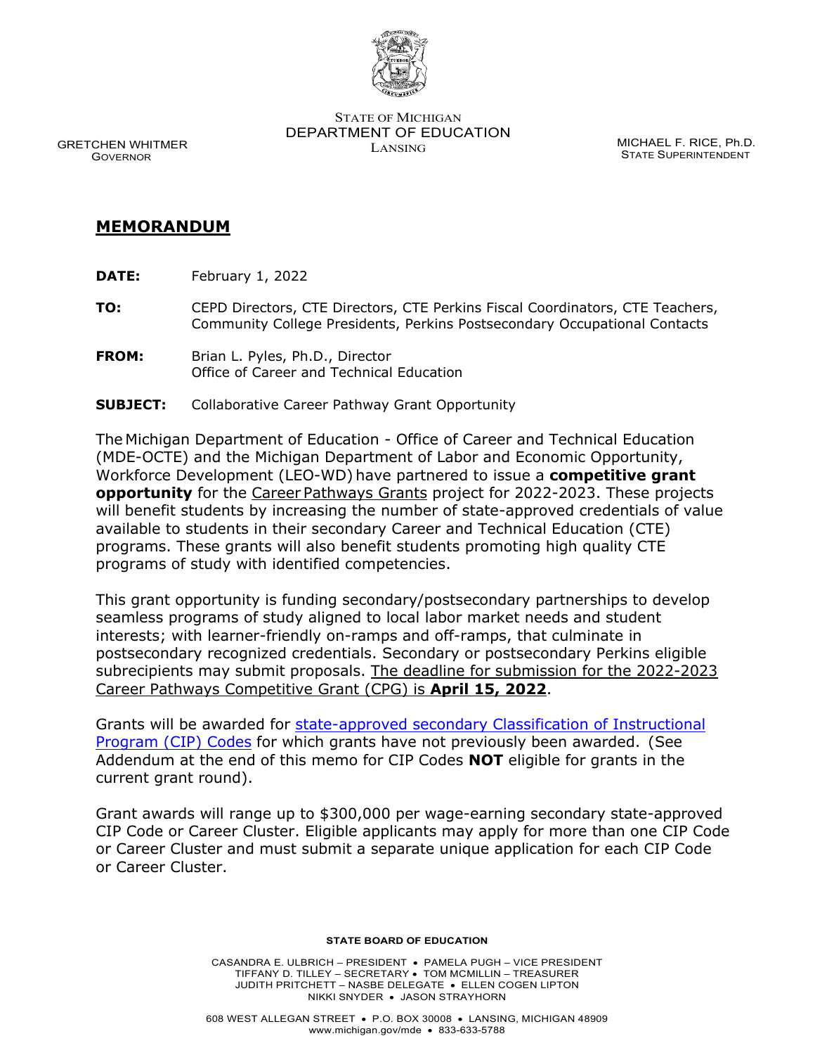STATE OF MICHIGAN
DEPARTMENT OF EDUCATION
LANSING

GRETCHEN WHITMER
GOVERNOR

MICHAEL F. RICE, Ph.D.
STATE SUPERINTENDENT

# MEMORANDUM

**DATE:** February 1, 2022

**TO:** CEPD Directors, CTE Directors, CTE Perkins Fiscal Coordinators, CTE Teachers, Community College Presidents, Perkins Postsecondary Occupational Contacts

**FROM:** Brian L. Pyles, Ph.D., Director
Office of Career and Technical Education

**SUBJECT:** Collaborative Career Pathway Grant Opportunity

The Michigan Department of Education - Office of Career and Technical Education (MDE-OCTE) and the Michigan Department of Labor and Economic Opportunity, Workforce Development (LEO-WD) have partnered to issue a **competitive grant opportunity** for the Career Pathways Grants project for 2022-2023. These projects will benefit students by increasing the number of state-approved credentials of value available to students in their secondary Career and Technical Education (CTE) programs. These grants will also benefit students promoting high quality CTE programs of study with identified competencies.

This grant opportunity is funding secondary/postsecondary partnerships to develop seamless programs of study aligned to local labor market needs and student interests; with learner-friendly on-ramps and off-ramps, that culminate in postsecondary recognized credentials. Secondary or postsecondary Perkins eligible subrecipients may submit proposals. The deadline for submission for the 2022-2023 Career Pathways Competitive Grant (CPG) is **April 15, 2022**.

Grants will be awarded for state-approved secondary Classification of Instructional Program (CIP) Codes for which grants have not previously been awarded. (See Addendum at the end of this memo for CIP Codes **NOT** eligible for grants in the current grant round).

Grant awards will range up to $300,000 per wage-earning secondary state-approved CIP Code or Career Cluster. Eligible applicants may apply for more than one CIP Code or Career Cluster and must submit a separate unique application for each CIP Code or Career Cluster.

**STATE BOARD OF EDUCATION**

CASANDRA E. ULBRICH – PRESIDENT • PAMELA PUGH – VICE PRESIDENT
TIFFANY D. TILLEY – SECRETARY • TOM MCMILLIN – TREASURER
JUDITH PRITCHETT – NASBE DELEGATE • ELLEN COGEN LIPTON
NIKKI SNYDER • JASON STRAYHORN

608 WEST ALLEGAN STREET • P.O. BOX 30008 • LANSING, MICHIGAN 48909
www.michigan.gov/mde • 833-633-5788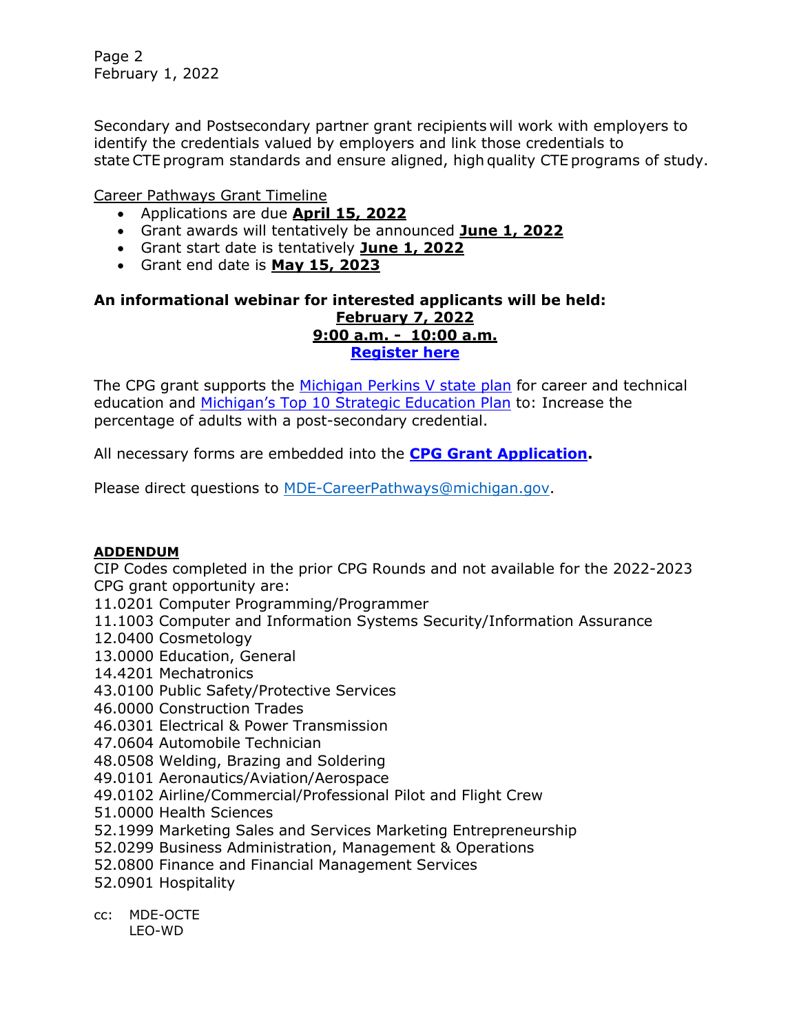Secondary and Postsecondary partner grant recipients will work with employers to identify the credentials valued by employers and link those credentials to state CTE program standards and ensure aligned, high quality CTE programs of study.

Career Pathways Grant Timeline

- Applications are due **April 15, 2022**
- Grant awards will tentatively be announced **June 1, 2022**
- Grant start date is tentatively **June 1, 2022**
- Grant end date is **May 15, 2023**

**An informational webinar for interested applicants will be held:**
**February 7, 2022**
**9:00 a.m. - 10:00 a.m.**
**Register here**

The CPG grant supports the Michigan Perkins V state plan for career and technical education and Michigan's Top 10 Strategic Education Plan to: Increase the percentage of adults with a post-secondary credential.

All necessary forms are embedded into the **CPG Grant Application**.

Please direct questions to MDE-CareerPathways@michigan.gov.

**ADDENDUM**

CIP Codes completed in the prior CPG Rounds and not available for the 2022-2023 CPG grant opportunity are:

11.0201 Computer Programming/Programmer
11.1003 Computer and Information Systems Security/Information Assurance
12.0400 Cosmetology
13.0000 Education, General
14.4201 Mechatronics
43.0100 Public Safety/Protective Services
46.0000 Construction Trades
46.0301 Electrical & Power Transmission
47.0604 Automobile Technician
48.0508 Welding, Brazing and Soldering
49.0101 Aeronautics/Aviation/Aerospace
49.0102 Airline/Commercial/Professional Pilot and Flight Crew
51.0000 Health Sciences
52.1999 Marketing Sales and Services Marketing Entrepreneurship
52.0299 Business Administration, Management & Operations
52.0800 Finance and Financial Management Services
52.0901 Hospitality

cc: MDE-OCTE
LEO-WD